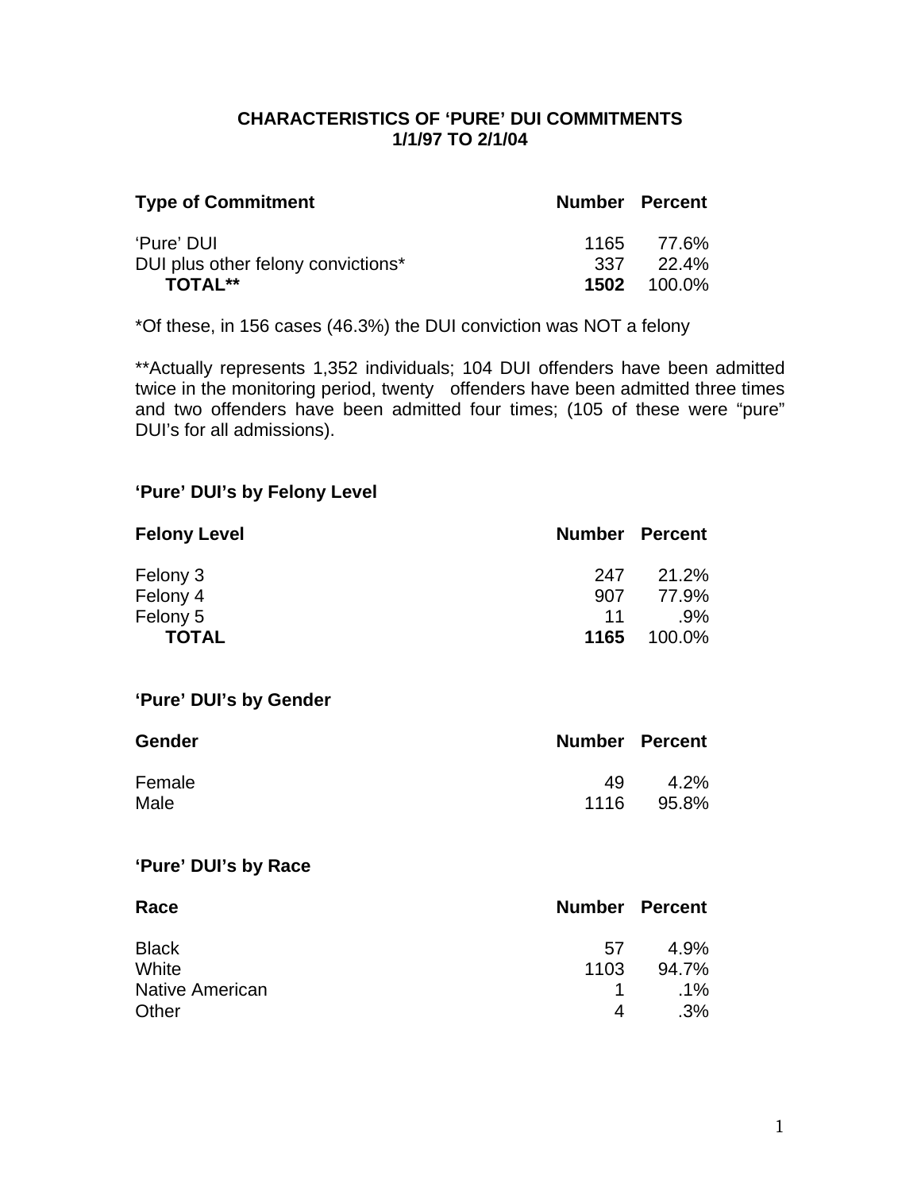# CHARACTERISTICS OF 'PURE' DUI COMMITMENTS
## 1/1/97 TO 2/1/04

| Type of Commitment | Number | Percent |
|---|---|---|
| 'Pure' DUI | 1165 | 77.6% |
| DUI plus other felony convictions* | 337 | 22.4% |
| **TOTAL**** | **1502** | 100.0% |

*Of these, in 156 cases (46.3%) the DUI conviction was NOT a felony

**Actually represents 1,352 individuals; 104 DUI offenders have been admitted twice in the monitoring period, twenty offenders have been admitted three times and two offenders have been admitted four times; (105 of these were "pure" DUI's for all admissions).

### 'Pure' DUI's by Felony Level

| Felony Level | Number | Percent |
|---|---|---|
| Felony 3 | 247 | 21.2% |
| Felony 4 | 907 | 77.9% |
| Felony 5 | 11 | .9% |
| **TOTAL** | **1165** | 100.0% |

### 'Pure' DUI's by Gender

| Gender | Number | Percent |
|---|---|---|
| Female | 49 | 4.2% |
| Male | 1116 | 95.8% |

### 'Pure' DUI's by Race

| Race | Number | Percent |
|---|---|---|
| Black | 57 | 4.9% |
| White | 1103 | 94.7% |
| Native American | 1 | .1% |
| Other | 4 | .3% |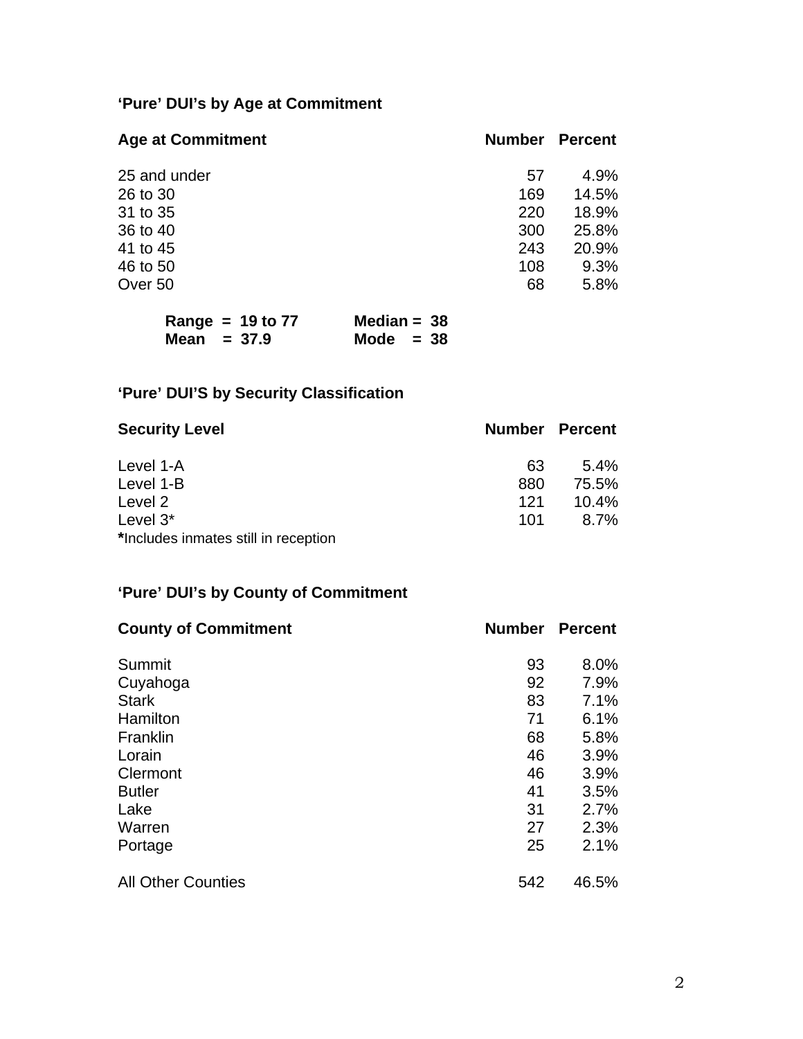### ‘Pure’ DUI’s by Age at Commitment

| Age at Commitment | Number | Percent |
|---|---|---|
| 25 and under | 57 | 4.9% |
| 26 to 30 | 169 | 14.5% |
| 31 to 35 | 220 | 18.9% |
| 36 to 40 | 300 | 25.8% |
| 41 to 45 | 243 | 20.9% |
| 46 to 50 | 108 | 9.3% |
| Over 50 | 68 | 5.8% |

**Range = 19 to 77** **Median = 38**
**Mean = 37.9** **Mode = 38**

### ‘Pure’ DUI’S by Security Classification

| Security Level | Number | Percent |
|---|---|---|
| Level 1-A | 63 | 5.4% |
| Level 1-B | 880 | 75.5% |
| Level 2 | 121 | 10.4% |
| Level 3* | 101 | 8.7% |

**\***Includes inmates still in reception

### ‘Pure’ DUI’s by County of Commitment

| County of Commitment | Number | Percent |
|---|---|---|
| Summit | 93 | 8.0% |
| Cuyahoga | 92 | 7.9% |
| Stark | 83 | 7.1% |
| Hamilton | 71 | 6.1% |
| Franklin | 68 | 5.8% |
| Lorain | 46 | 3.9% |
| Clermont | 46 | 3.9% |
| Butler | 41 | 3.5% |
| Lake | 31 | 2.7% |
| Warren | 27 | 2.3% |
| Portage | 25 | 2.1% |
| All Other Counties | 542 | 46.5% |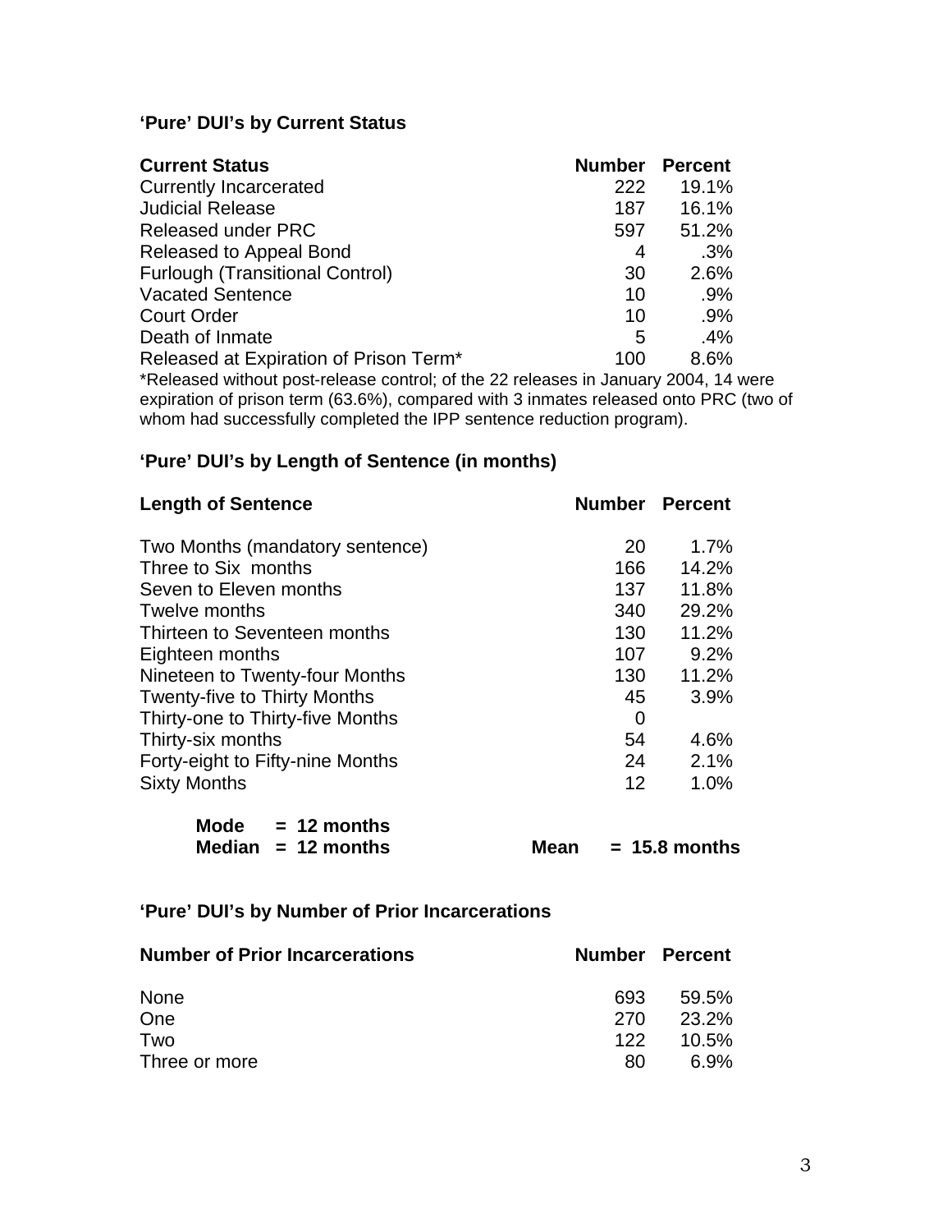### ‘Pure’ DUI’s by Current Status

| Current Status | Number | Percent |
|---|---|---|
| Currently Incarcerated | 222 | 19.1% |
| Judicial Release | 187 | 16.1% |
| Released under PRC | 597 | 51.2% |
| Released to Appeal Bond | 4 | .3% |
| Furlough (Transitional Control) | 30 | 2.6% |
| Vacated Sentence | 10 | .9% |
| Court Order | 10 | .9% |
| Death of Inmate | 5 | .4% |
| Released at Expiration of Prison Term* | 100 | 8.6% |

*Released without post-release control; of the 22 releases in January 2004, 14 were expiration of prison term (63.6%), compared with 3 inmates released onto PRC (two of whom had successfully completed the IPP sentence reduction program).

### ‘Pure’ DUI’s by Length of Sentence (in months)

| Length of Sentence | Number | Percent |
|---|---|---|
| Two Months (mandatory sentence) | 20 | 1.7% |
| Three to Six months | 166 | 14.2% |
| Seven to Eleven months | 137 | 11.8% |
| Twelve months | 340 | 29.2% |
| Thirteen to Seventeen months | 130 | 11.2% |
| Eighteen months | 107 | 9.2% |
| Nineteen to Twenty-four Months | 130 | 11.2% |
| Twenty-five to Thirty Months | 45 | 3.9% |
| Thirty-one to Thirty-five Months | 0 | |
| Thirty-six months | 54 | 4.6% |
| Forty-eight to Fifty-nine Months | 24 | 2.1% |
| Sixty Months | 12 | 1.0% |

**Mode = 12 months**
**Median = 12 months** **Mean = 15.8 months**

### ‘Pure’ DUI’s by Number of Prior Incarcerations

| Number of Prior Incarcerations | Number | Percent |
|---|---|---|
| None | 693 | 59.5% |
| One | 270 | 23.2% |
| Two | 122 | 10.5% |
| Three or more | 80 | 6.9% |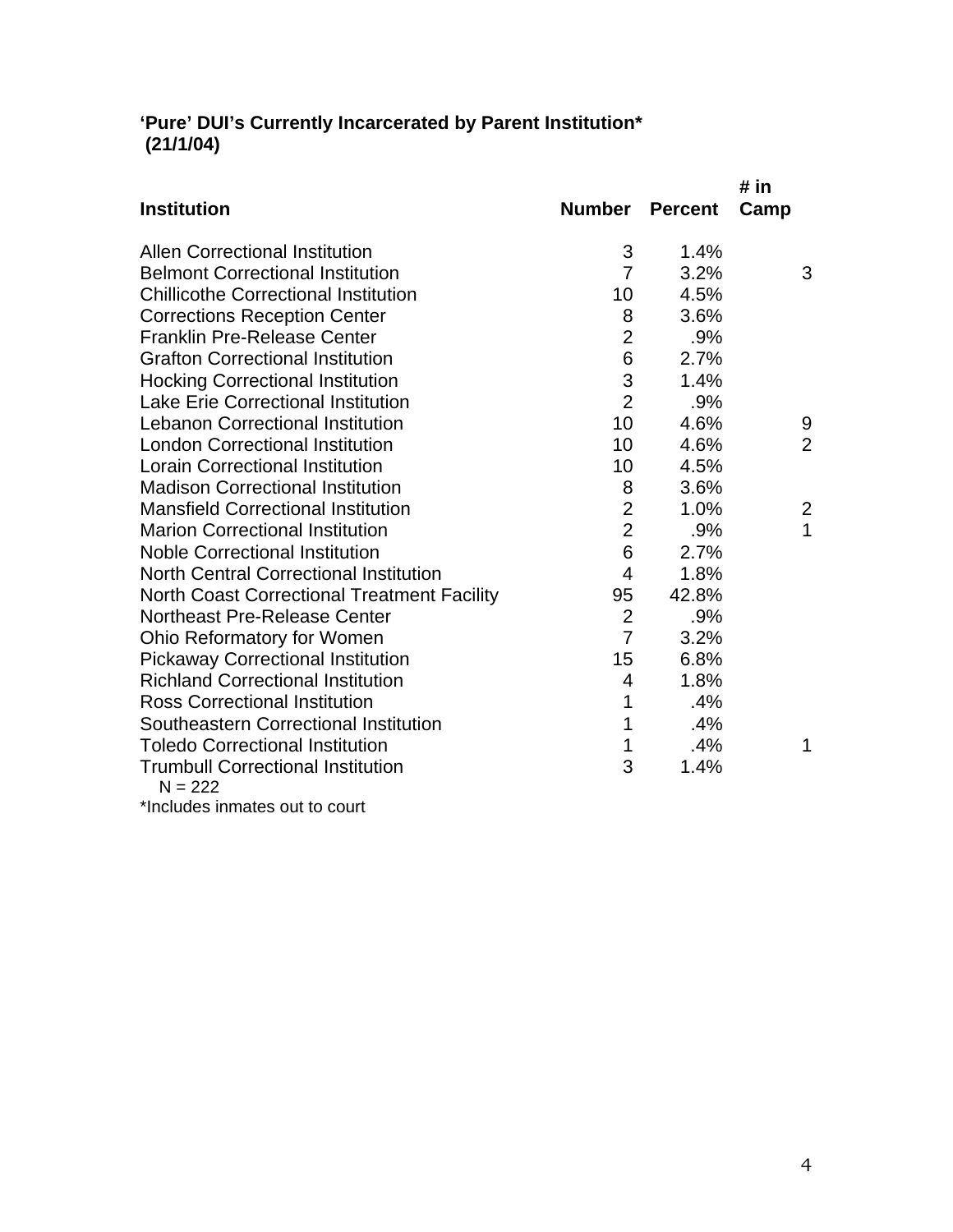**'Pure' DUI's Currently Incarcerated by Parent Institution\***
**(21/1/04)**

| Institution | Number | Percent | # in Camp |
|---|---|---|---|
| Allen Correctional Institution | 3 | 1.4% | |
| Belmont Correctional Institution | 7 | 3.2% | 3 |
| Chillicothe Correctional Institution | 10 | 4.5% | |
| Corrections Reception Center | 8 | 3.6% | |
| Franklin Pre-Release Center | 2 | .9% | |
| Grafton Correctional Institution | 6 | 2.7% | |
| Hocking Correctional Institution | 3 | 1.4% | |
| Lake Erie Correctional Institution | 2 | .9% | |
| Lebanon Correctional Institution | 10 | 4.6% | 9 |
| London Correctional Institution | 10 | 4.6% | 2 |
| Lorain Correctional Institution | 10 | 4.5% | |
| Madison Correctional Institution | 8 | 3.6% | |
| Mansfield Correctional Institution | 2 | 1.0% | 2 |
| Marion Correctional Institution | 2 | .9% | 1 |
| Noble Correctional Institution | 6 | 2.7% | |
| North Central Correctional Institution | 4 | 1.8% | |
| North Coast Correctional Treatment Facility | 95 | 42.8% | |
| Northeast Pre-Release Center | 2 | .9% | |
| Ohio Reformatory for Women | 7 | 3.2% | |
| Pickaway Correctional Institution | 15 | 6.8% | |
| Richland Correctional Institution | 4 | 1.8% | |
| Ross Correctional Institution | 1 | .4% | |
| Southeastern Correctional Institution | 1 | .4% | |
| Toledo Correctional Institution | 1 | .4% | 1 |
| Trumbull Correctional Institution | 3 | 1.4% | |

N = 222

*Includes inmates out to court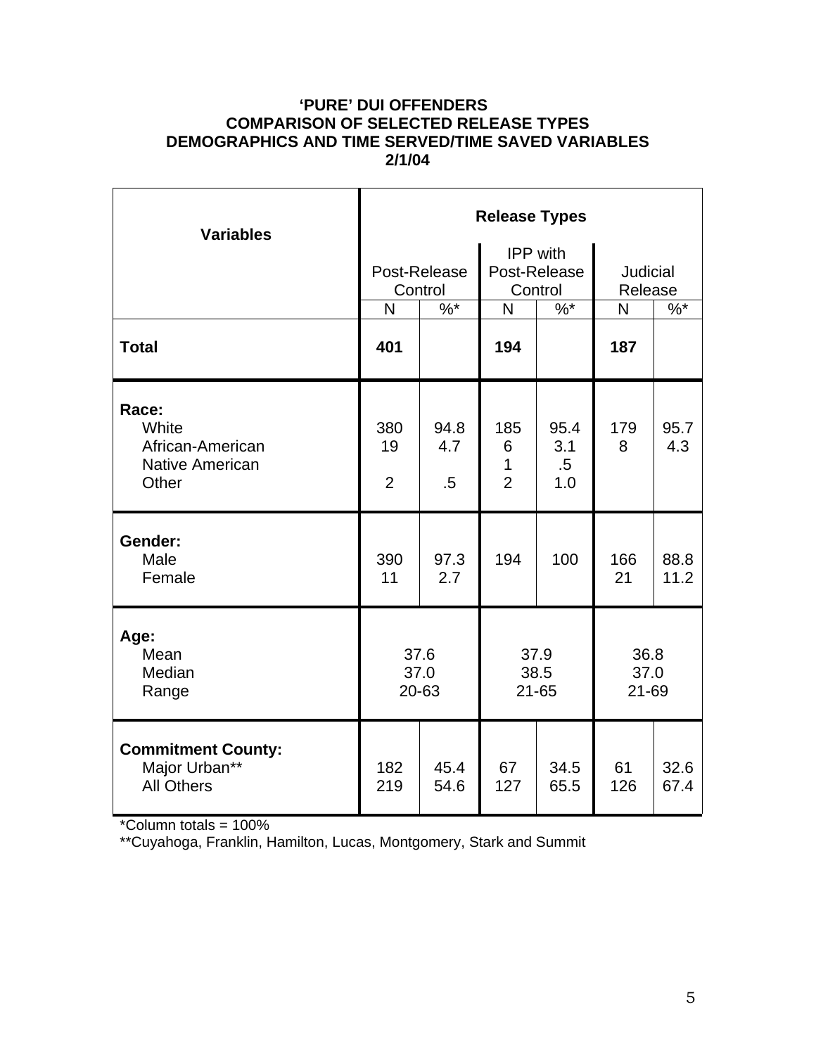**'PURE' DUI OFFENDERS**
**COMPARISON OF SELECTED RELEASE TYPES**
**DEMOGRAPHICS AND TIME SERVED/TIME SAVED VARIABLES**
**2/1/04**

| **Variables** | **Release Types** | | | | | |
|---|---|---|---|---|---|---|
| | Post-Release Control | | IPP with Post-Release Control | | Judicial Release | |
| | N | %* | N | %* | N | %* |
| **Total** | **401** | | **194** | | **187** | |
| **Race:** | | | | | | |
| White | 380 | 94.8 | 185 | 95.4 | 179 | 95.7 |
| African-American | 19 | 4.7 | 6 | 3.1 | 8 | 4.3 |
| Native American | | | 1 | .5 | | |
| Other | 2 | .5 | 2 | 1.0 | | |
| **Gender:** | | | | | | |
| Male | 390 | 97.3 | 194 | 100 | 166 | 88.8 |
| Female | 11 | 2.7 | | | 21 | 11.2 |
| **Age:** | | | | | | |
| Mean | 37.6 | | 37.9 | | 36.8 | |
| Median | 37.0 | | 38.5 | | 37.0 | |
| Range | 20-63 | | 21-65 | | 21-69 | |
| **Commitment County:** | | | | | | |
| Major Urban** | 182 | 45.4 | 67 | 34.5 | 61 | 32.6 |
| All Others | 219 | 54.6 | 127 | 65.5 | 126 | 67.4 |

*Column totals = 100%

**Cuyahoga, Franklin, Hamilton, Lucas, Montgomery, Stark and Summit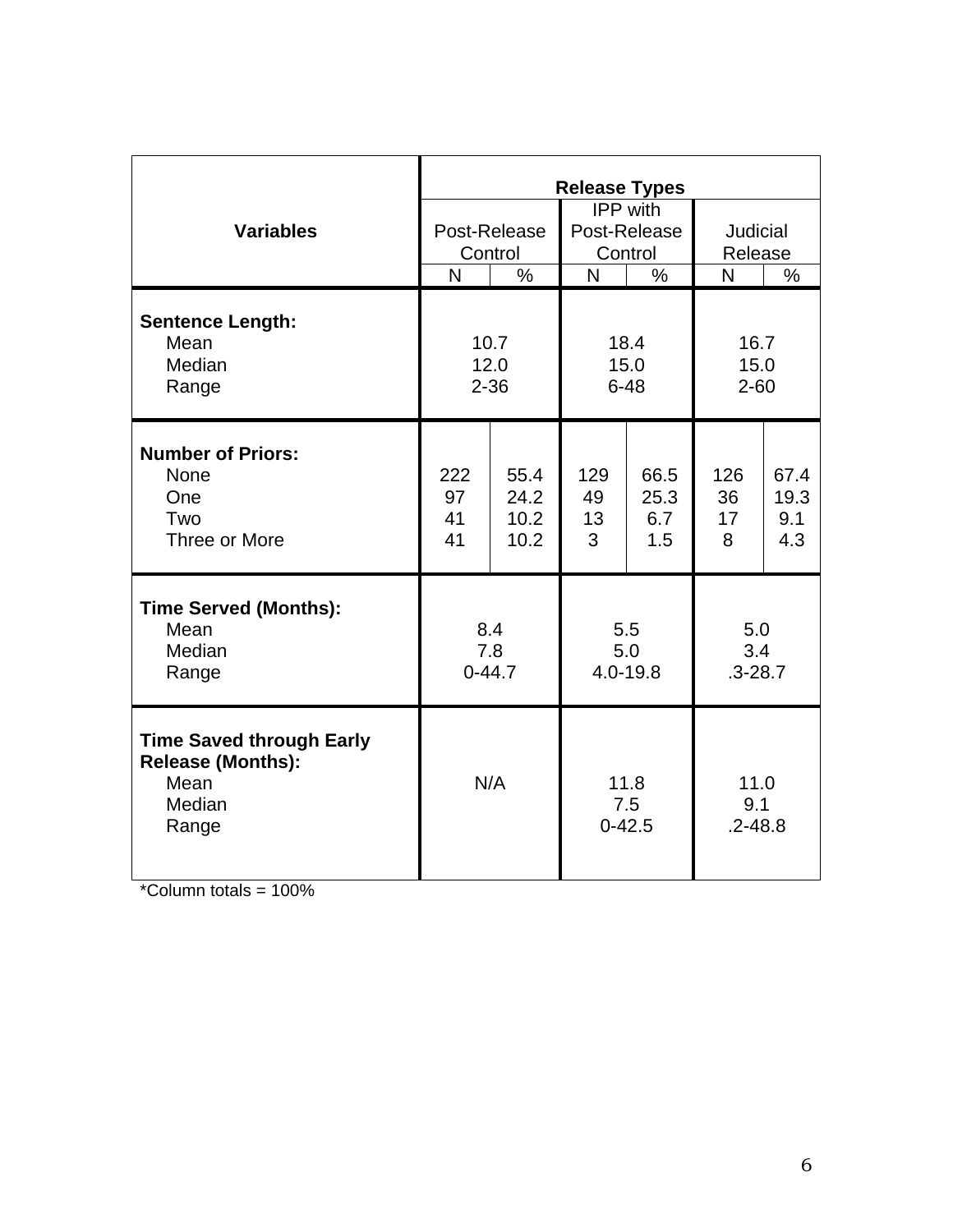| Variables | Release Types | | | | | |
|---|---|---|---|---|---|---|
| | Post-Release Control | | IPP with Post-Release Control | | Judicial Release | |
| | N | % | N | % | N | % |
| **Sentence Length:** | | | | | | |
| Mean | 10.7 | | 18.4 | | 16.7 | |
| Median | 12.0 | | 15.0 | | 15.0 | |
| Range | 2-36 | | 6-48 | | 2-60 | |
| **Number of Priors:** | | | | | | |
| None | 222 | 55.4 | 129 | 66.5 | 126 | 67.4 |
| One | 97 | 24.2 | 49 | 25.3 | 36 | 19.3 |
| Two | 41 | 10.2 | 13 | 6.7 | 17 | 9.1 |
| Three or More | 41 | 10.2 | 3 | 1.5 | 8 | 4.3 |
| **Time Served (Months):** | | | | | | |
| Mean | 8.4 | | 5.5 | | 5.0 | |
| Median | 7.8 | | 5.0 | | 3.4 | |
| Range | 0-44.7 | | 4.0-19.8 | | .3-28.7 | |
| **Time Saved through Early Release (Months):** | | | | | | |
| Mean | N/A | | 11.8 | | 11.0 | |
| Median | | | 7.5 | | 9.1 | |
| Range | | | 0-42.5 | | .2-48.8 | |

*Column totals = 100%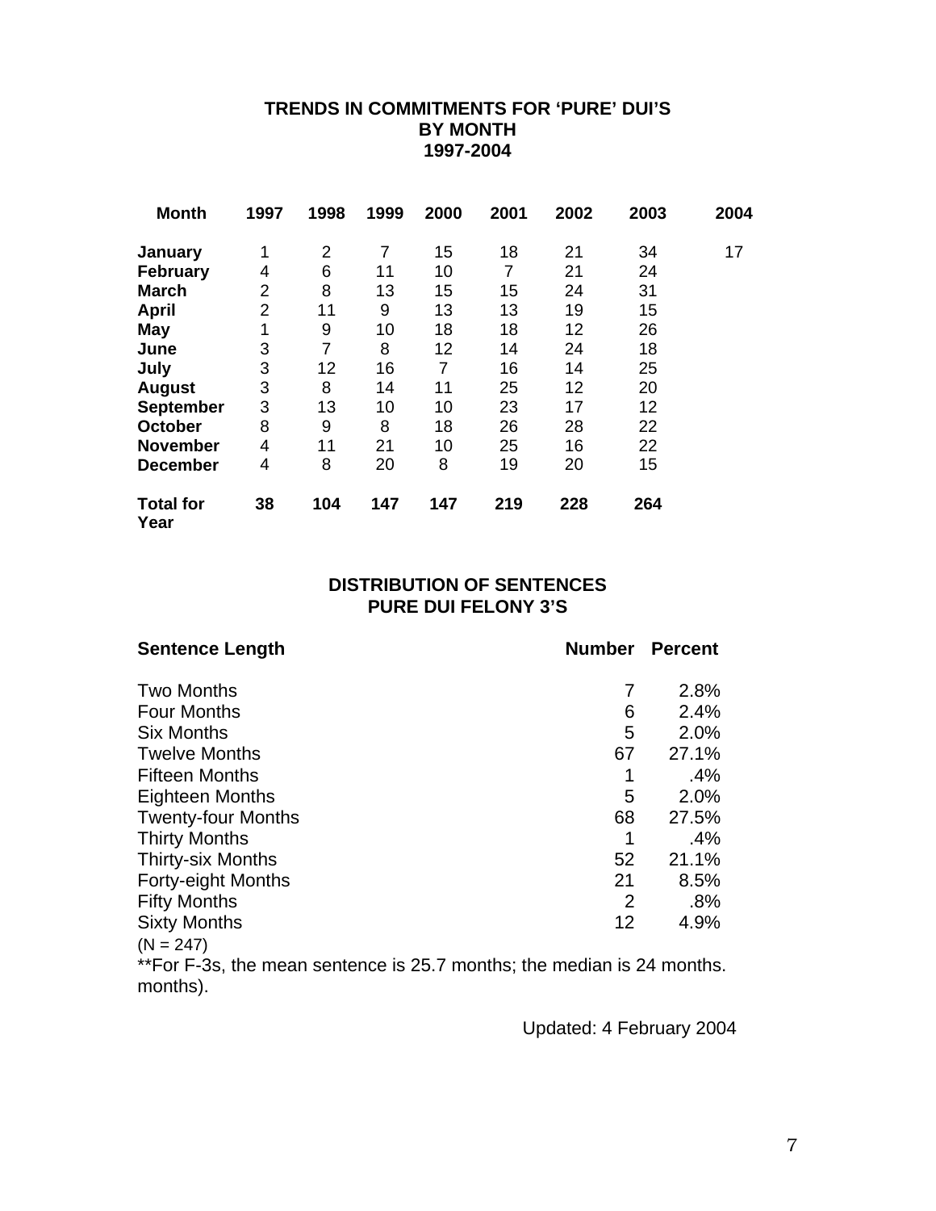### TRENDS IN COMMITMENTS FOR 'PURE' DUI'S
### BY MONTH
### 1997-2004

| Month | 1997 | 1998 | 1999 | 2000 | 2001 | 2002 | 2003 | 2004 |
|---|---|---|---|---|---|---|---|---|
| **January** | 1 | 2 | 7 | 15 | 18 | 21 | 34 | 17 |
| **February** | 4 | 6 | 11 | 10 | 7 | 21 | 24 | |
| **March** | 2 | 8 | 13 | 15 | 15 | 24 | 31 | |
| **April** | 2 | 11 | 9 | 13 | 13 | 19 | 15 | |
| **May** | 1 | 9 | 10 | 18 | 18 | 12 | 26 | |
| **June** | 3 | 7 | 8 | 12 | 14 | 24 | 18 | |
| **July** | 3 | 12 | 16 | 7 | 16 | 14 | 25 | |
| **August** | 3 | 8 | 14 | 11 | 25 | 12 | 20 | |
| **September** | 3 | 13 | 10 | 10 | 23 | 17 | 12 | |
| **October** | 8 | 9 | 8 | 18 | 26 | 28 | 22 | |
| **November** | 4 | 11 | 21 | 10 | 25 | 16 | 22 | |
| **December** | 4 | 8 | 20 | 8 | 19 | 20 | 15 | |
| **Total for Year** | **38** | **104** | **147** | **147** | **219** | **228** | **264** | |

### DISTRIBUTION OF SENTENCES
### PURE DUI FELONY 3'S

| Sentence Length | Number | Percent |
|---|---|---|
| Two Months | 7 | 2.8% |
| Four Months | 6 | 2.4% |
| Six Months | 5 | 2.0% |
| Twelve Months | 67 | 27.1% |
| Fifteen Months | 1 | .4% |
| Eighteen Months | 5 | 2.0% |
| Twenty-four Months | 68 | 27.5% |
| Thirty Months | 1 | .4% |
| Thirty-six Months | 52 | 21.1% |
| Forty-eight Months | 21 | 8.5% |
| Fifty Months | 2 | .8% |
| Sixty Months | 12 | 4.9% |

(N = 247)

**For F-3s, the mean sentence is 25.7 months; the median is 24 months. months).

Updated: 4 February 2004